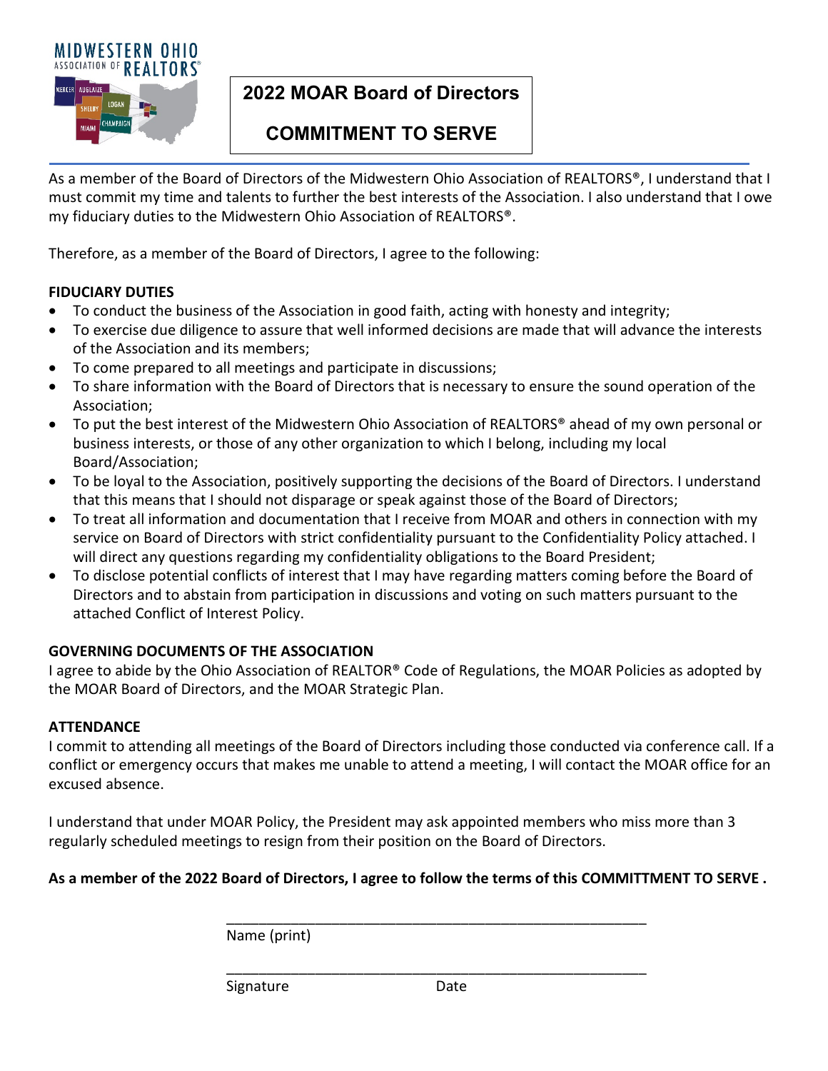MIDWESTERN OHIO ASSOCIATION OF REALTORS®

# 2022 MOAR Board of Directors

# COMMITMENT TO SERVE

As a member of the Board of Directors of the Midwestern Ohio Association of REALTORS®, I understand that I must commit my time and talents to further the best interests of the Association. I also understand that I owe my fiduciary duties to the Midwestern Ohio Association of REALTORS®.

Therefore, as a member of the Board of Directors, I agree to the following:

**FIDUCIARY DUTIES**

- To conduct the business of the Association in good faith, acting with honesty and integrity;
- To exercise due diligence to assure that well informed decisions are made that will advance the interests of the Association and its members;
- To come prepared to all meetings and participate in discussions;
- To share information with the Board of Directors that is necessary to ensure the sound operation of the Association;
- To put the best interest of the Midwestern Ohio Association of REALTORS® ahead of my own personal or business interests, or those of any other organization to which I belong, including my local Board/Association;
- To be loyal to the Association, positively supporting the decisions of the Board of Directors. I understand that this means that I should not disparage or speak against those of the Board of Directors;
- To treat all information and documentation that I receive from MOAR and others in connection with my service on Board of Directors with strict confidentiality pursuant to the Confidentiality Policy attached. I will direct any questions regarding my confidentiality obligations to the Board President;
- To disclose potential conflicts of interest that I may have regarding matters coming before the Board of Directors and to abstain from participation in discussions and voting on such matters pursuant to the attached Conflict of Interest Policy.

**GOVERNING DOCUMENTS OF THE ASSOCIATION**

I agree to abide by the Ohio Association of REALTOR® Code of Regulations, the MOAR Policies as adopted by the MOAR Board of Directors, and the MOAR Strategic Plan.

**ATTENDANCE**

I commit to attending all meetings of the Board of Directors including those conducted via conference call. If a conflict or emergency occurs that makes me unable to attend a meeting, I will contact the MOAR office for an excused absence.

I understand that under MOAR Policy, the President may ask appointed members who miss more than 3 regularly scheduled meetings to resign from their position on the Board of Directors.

**As a member of the 2022 Board of Directors, I agree to follow the terms of this COMMITTMENT TO SERVE .**

\_\_\_\_\_\_\_\_\_\_\_\_\_\_\_\_\_\_\_\_\_\_\_\_\_\_\_\_\_\_\_\_\_\_\_\_\_\_\_\_\_\_\_\_\_\_\_\_
Name (print)

\_\_\_\_\_\_\_\_\_\_\_\_\_\_\_\_\_\_\_\_\_\_\_\_\_\_\_\_\_\_\_\_\_\_\_\_\_\_\_\_\_\_\_\_\_\_\_\_
Signature Date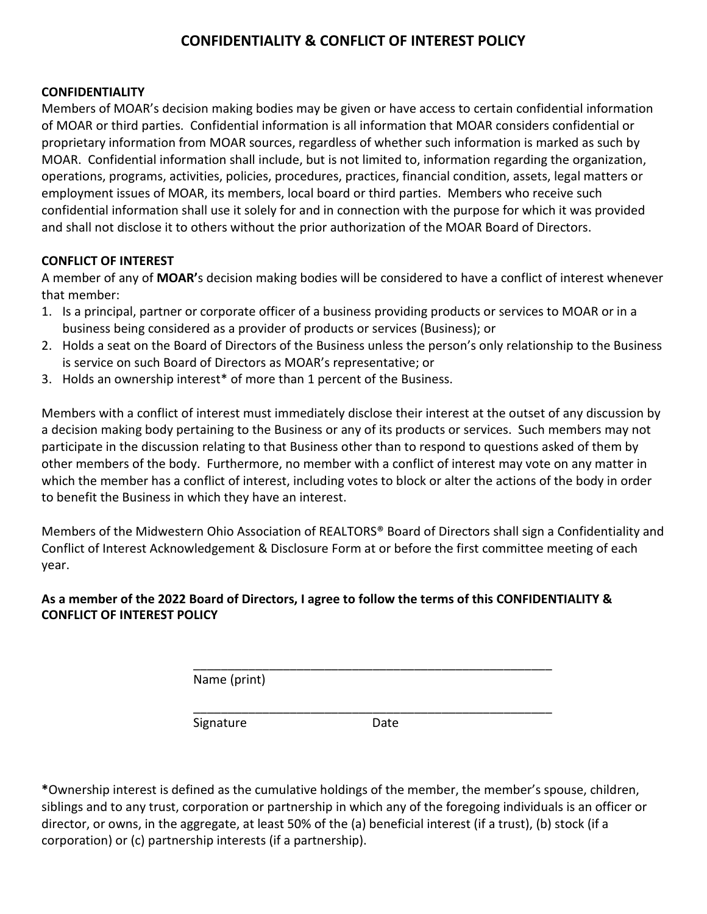# CONFIDENTIALITY & CONFLICT OF INTEREST POLICY

**CONFIDENTIALITY**

Members of MOAR's decision making bodies may be given or have access to certain confidential information of MOAR or third parties. Confidential information is all information that MOAR considers confidential or proprietary information from MOAR sources, regardless of whether such information is marked as such by MOAR. Confidential information shall include, but is not limited to, information regarding the organization, operations, programs, activities, policies, procedures, practices, financial condition, assets, legal matters or employment issues of MOAR, its members, local board or third parties. Members who receive such confidential information shall use it solely for and in connection with the purpose for which it was provided and shall not disclose it to others without the prior authorization of the MOAR Board of Directors.

**CONFLICT OF INTEREST**

A member of any of **MOAR'**s decision making bodies will be considered to have a conflict of interest whenever that member:

1. Is a principal, partner or corporate officer of a business providing products or services to MOAR or in a business being considered as a provider of products or services (Business); or
2. Holds a seat on the Board of Directors of the Business unless the person's only relationship to the Business is service on such Board of Directors as MOAR's representative; or
3. Holds an ownership interest* of more than 1 percent of the Business.

Members with a conflict of interest must immediately disclose their interest at the outset of any discussion by a decision making body pertaining to the Business or any of its products or services. Such members may not participate in the discussion relating to that Business other than to respond to questions asked of them by other members of the body. Furthermore, no member with a conflict of interest may vote on any matter in which the member has a conflict of interest, including votes to block or alter the actions of the body in order to benefit the Business in which they have an interest.

Members of the Midwestern Ohio Association of REALTORS® Board of Directors shall sign a Confidentiality and Conflict of Interest Acknowledgement & Disclosure Form at or before the first committee meeting of each year.

**As a member of the 2022 Board of Directors, I agree to follow the terms of this CONFIDENTIALITY & CONFLICT OF INTEREST POLICY**

\_\_\_\_\_\_\_\_\_\_\_\_\_\_\_\_\_\_\_\_\_\_\_\_\_\_\_\_\_\_\_\_\_\_\_\_\_\_\_\_\_\_\_\_\_\_\_\_\_\_\_\_

Name (print)

\_\_\_\_\_\_\_\_\_\_\_\_\_\_\_\_\_\_\_\_\_\_\_\_\_\_\_\_\_\_\_\_\_\_\_\_\_\_\_\_\_\_\_\_\_\_\_\_\_\_\_\_

Signature                    Date

**\***Ownership interest is defined as the cumulative holdings of the member, the member's spouse, children, siblings and to any trust, corporation or partnership in which any of the foregoing individuals is an officer or director, or owns, in the aggregate, at least 50% of the (a) beneficial interest (if a trust), (b) stock (if a corporation) or (c) partnership interests (if a partnership).